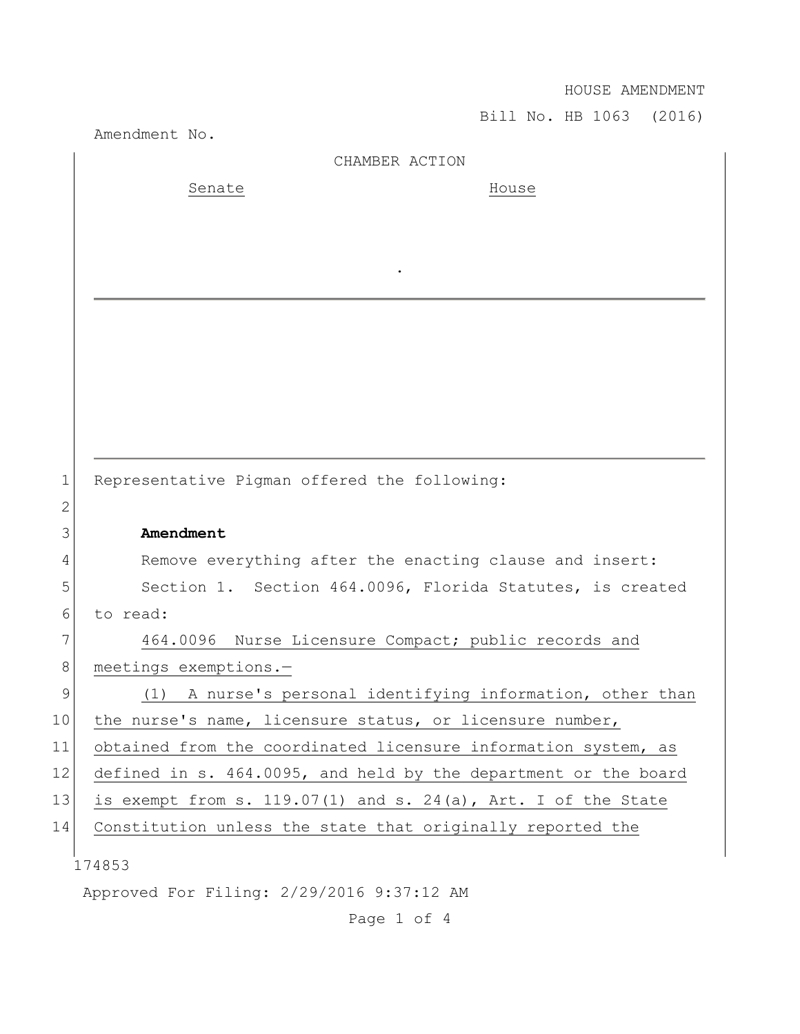HOUSE AMENDMENT

Bill No. HB 1063 (2016)

Amendment No.

CHAMBER ACTION

| Senate | House |
| --- | --- |
| | |

.

Representative Pigman offered the following:

**Amendment**

Remove everything after the enacting clause and insert:

Section 1. Section 464.0096, Florida Statutes, is created to read:

464.0096 Nurse Licensure Compact; public records and meetings exemptions.—

(1) A nurse's personal identifying information, other than the nurse's name, licensure status, or licensure number, obtained from the coordinated licensure information system, as defined in s. 464.0095, and held by the department or the board is exempt from s. 119.07(1) and s. 24(a), Art. I of the State Constitution unless the state that originally reported the

174853

Approved For Filing: 2/29/2016 9:37:12 AM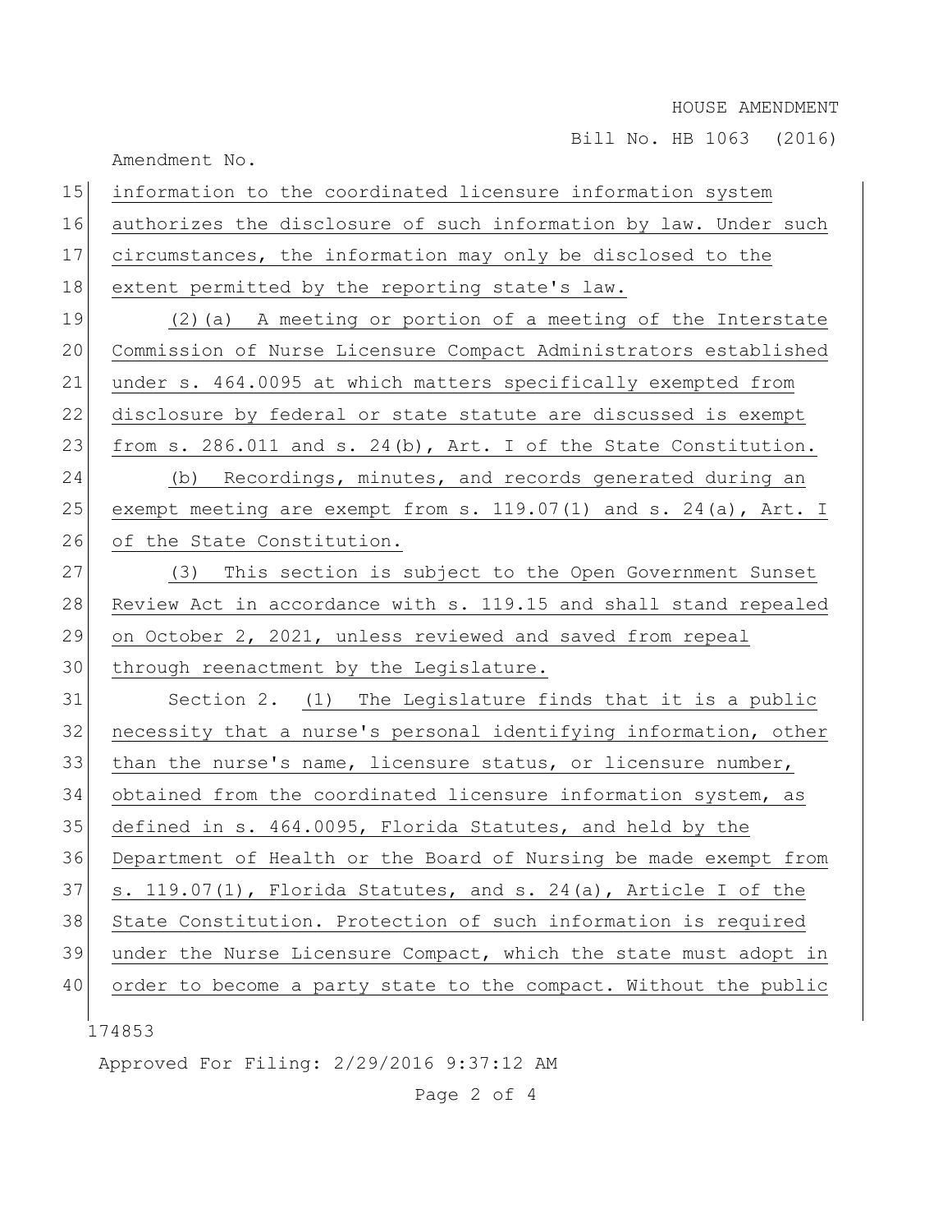information to the coordinated licensure information system authorizes the disclosure of such information by law. Under such circumstances, the information may only be disclosed to the extent permitted by the reporting state's law.

(2)(a) A meeting or portion of a meeting of the Interstate Commission of Nurse Licensure Compact Administrators established under s. 464.0095 at which matters specifically exempted from disclosure by federal or state statute are discussed is exempt from s. 286.011 and s. 24(b), Art. I of the State Constitution.

(b) Recordings, minutes, and records generated during an exempt meeting are exempt from s. 119.07(1) and s. 24(a), Art. I of the State Constitution.

(3) This section is subject to the Open Government Sunset Review Act in accordance with s. 119.15 and shall stand repealed on October 2, 2021, unless reviewed and saved from repeal through reenactment by the Legislature.

Section 2. (1) The Legislature finds that it is a public necessity that a nurse's personal identifying information, other than the nurse's name, licensure status, or licensure number, obtained from the coordinated licensure information system, as defined in s. 464.0095, Florida Statutes, and held by the Department of Health or the Board of Nursing be made exempt from s. 119.07(1), Florida Statutes, and s. 24(a), Article I of the State Constitution. Protection of such information is required under the Nurse Licensure Compact, which the state must adopt in order to become a party state to the compact. Without the public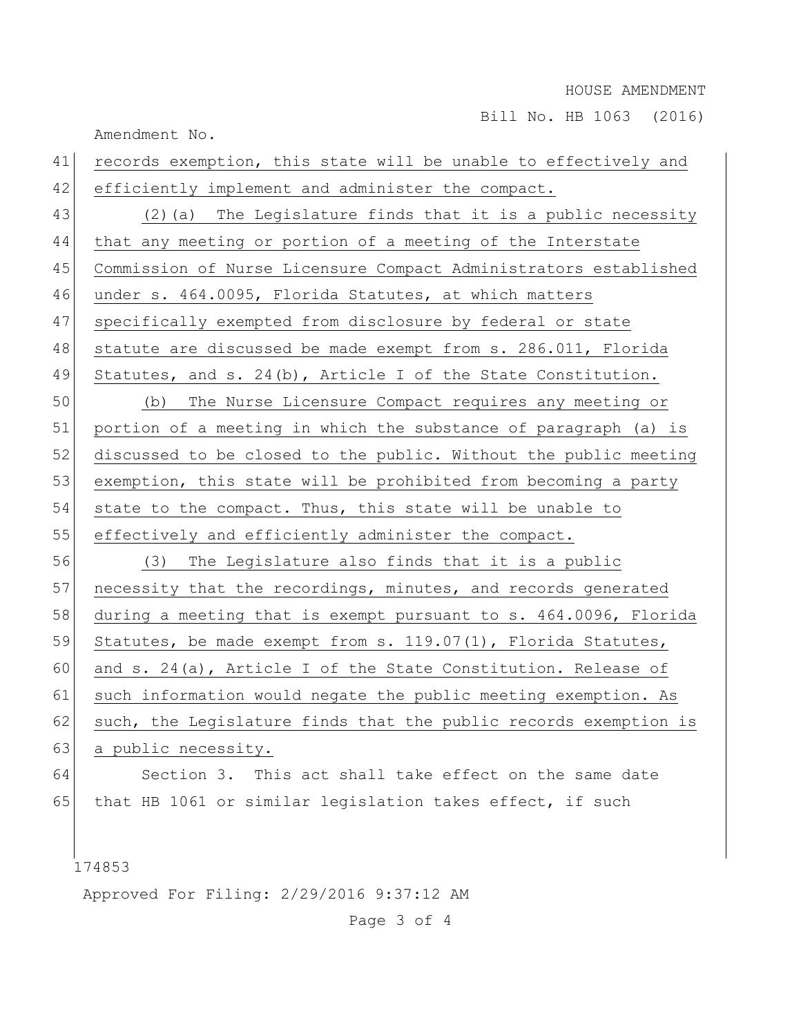records exemption, this state will be unable to effectively and efficiently implement and administer the compact.

(2)(a) The Legislature finds that it is a public necessity that any meeting or portion of a meeting of the Interstate Commission of Nurse Licensure Compact Administrators established under s. 464.0095, Florida Statutes, at which matters specifically exempted from disclosure by federal or state statute are discussed be made exempt from s. 286.011, Florida Statutes, and s. 24(b), Article I of the State Constitution.

(b) The Nurse Licensure Compact requires any meeting or portion of a meeting in which the substance of paragraph (a) is discussed to be closed to the public. Without the public meeting exemption, this state will be prohibited from becoming a party state to the compact. Thus, this state will be unable to effectively and efficiently administer the compact.

(3) The Legislature also finds that it is a public necessity that the recordings, minutes, and records generated during a meeting that is exempt pursuant to s. 464.0096, Florida Statutes, be made exempt from s. 119.07(1), Florida Statutes, and s. 24(a), Article I of the State Constitution. Release of such information would negate the public meeting exemption. As such, the Legislature finds that the public records exemption is a public necessity.

Section 3. This act shall take effect on the same date that HB 1061 or similar legislation takes effect, if such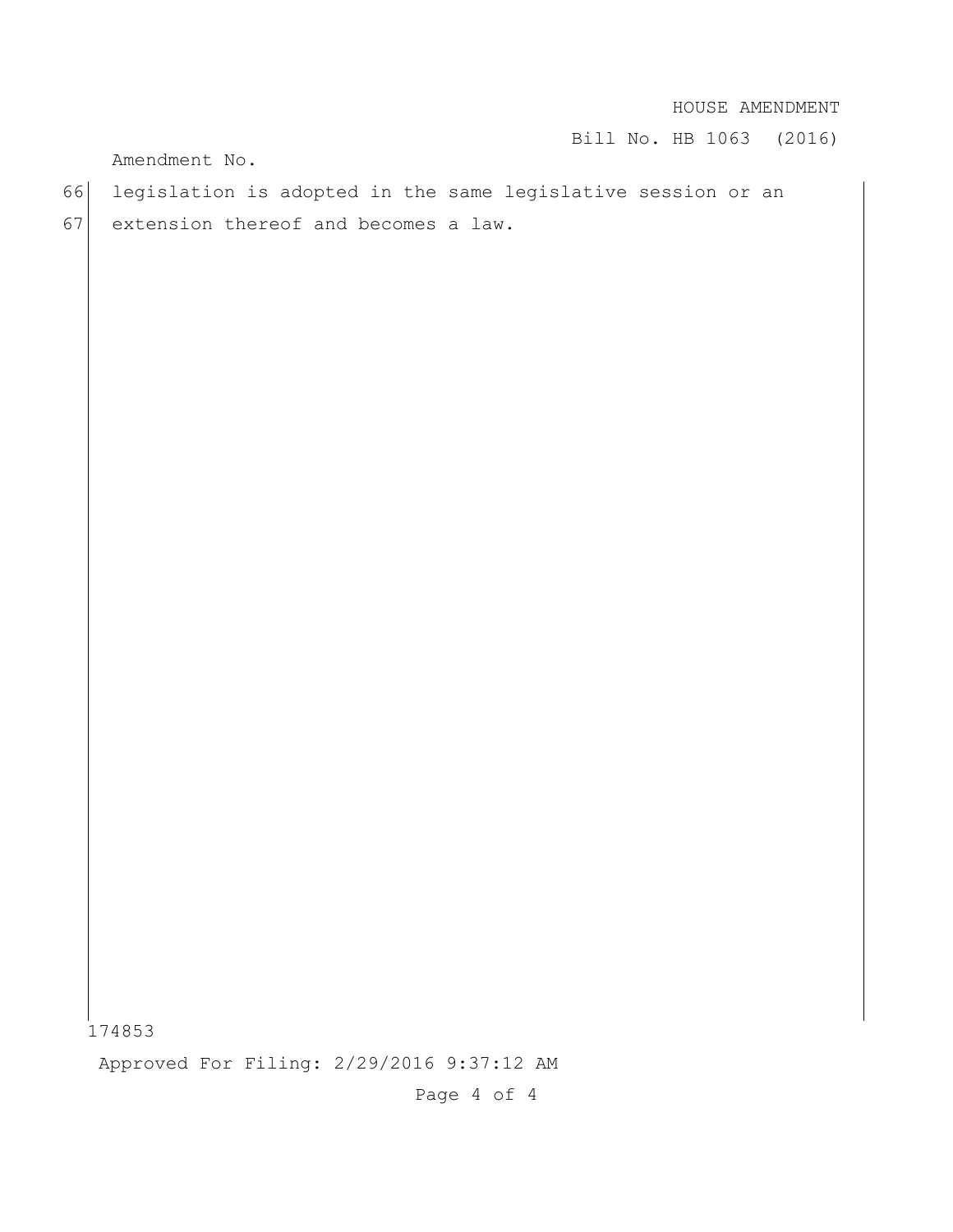66 legislation is adopted in the same legislative session or an
67 extension thereof and becomes a law.

174853

Approved For Filing: 2/29/2016 9:37:12 AM